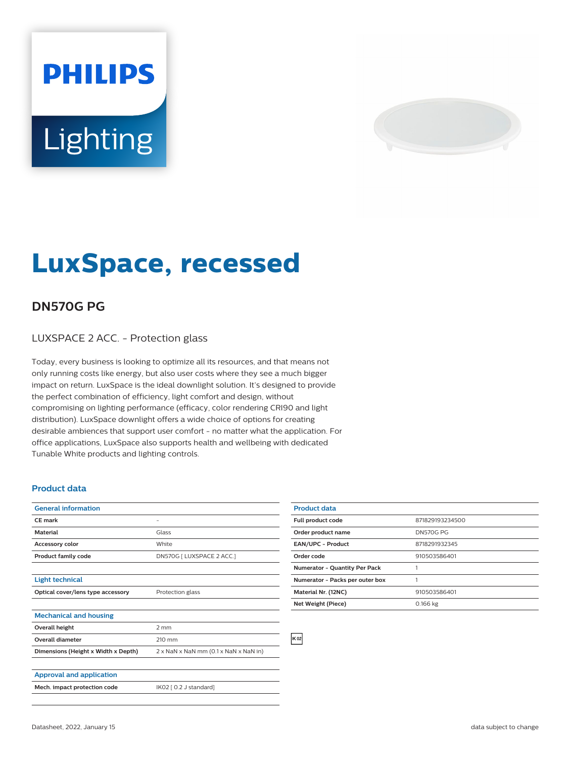# LuxSpace, recessed

## DN570G PG

LUXSPACE 2 ACC. - Protection glass

Today, every business is looking to optimize all its resources, and that means not only running costs like energy, but also user costs where they see a much bigger impact on return. LuxSpace is the ideal downlight solution. It's designed to provide the perfect combination of efficiency, light comfort and design, without compromising on lighting performance (efficacy, color rendering CRI90 and light distribution). LuxSpace downlight offers a wide choice of options for creating desirable ambiences that support user comfort - no matter what the application. For office applications, LuxSpace also supports health and wellbeing with dedicated Tunable White products and lighting controls.

### Product data

| General information | |
|---|---|
| CE mark | - |
| Material | Glass |
| Accessory color | White |
| Product family code | DN570G [ LUXSPACE 2 ACC ] |

| Light technical | |
|---|---|
| Optical cover/lens type accessory | Protection glass |

| Mechanical and housing | |
|---|---|
| Overall height | 2 mm |
| Overall diameter | 210 mm |
| Dimensions (Height x Width x Depth) | 2 x NaN x NaN mm (0.1 x NaN x NaN in) |

| Approval and application | |
|---|---|
| Mech. impact protection code | IK02 [ 0.2 J standard] |

| Product data | |
|---|---|
| Full product code | 871829193234500 |
| Order product name | DN570G PG |
| EAN/UPC - Product | 8718291932345 |
| Order code | 910503586401 |
| Numerator - Quantity Per Pack | 1 |
| Numerator - Packs per outer box | 1 |
| Material Nr. (12NC) | 910503586401 |
| Net Weight (Piece) | 0.166 kg |

IK02

Datasheet, 2022, January 15 — data subject to change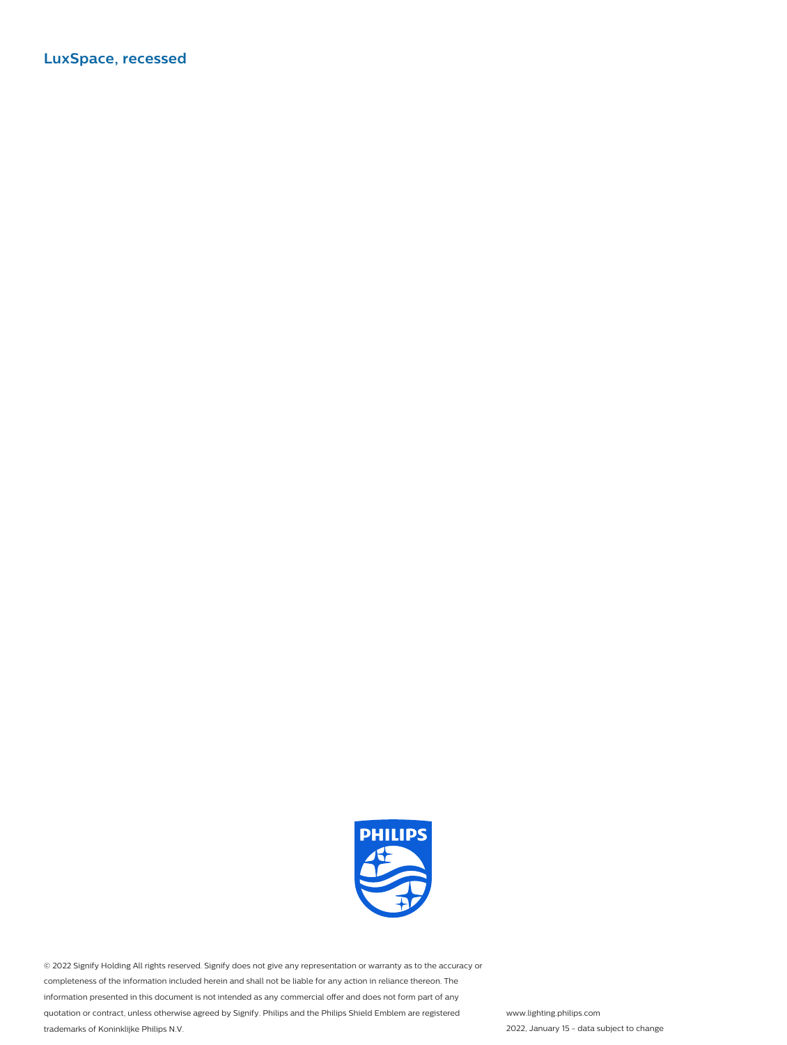© 2022 Signify Holding All rights reserved. Signify does not give any representation or warranty as to the accuracy or completeness of the information included herein and shall not be liable for any action in reliance thereon. The information presented in this document is not intended as any commercial offer and does not form part of any quotation or contract, unless otherwise agreed by Signify. Philips and the Philips Shield Emblem are registered trademarks of Koninklijke Philips N.V.

www.lighting.philips.com

2022, January 15 - data subject to change